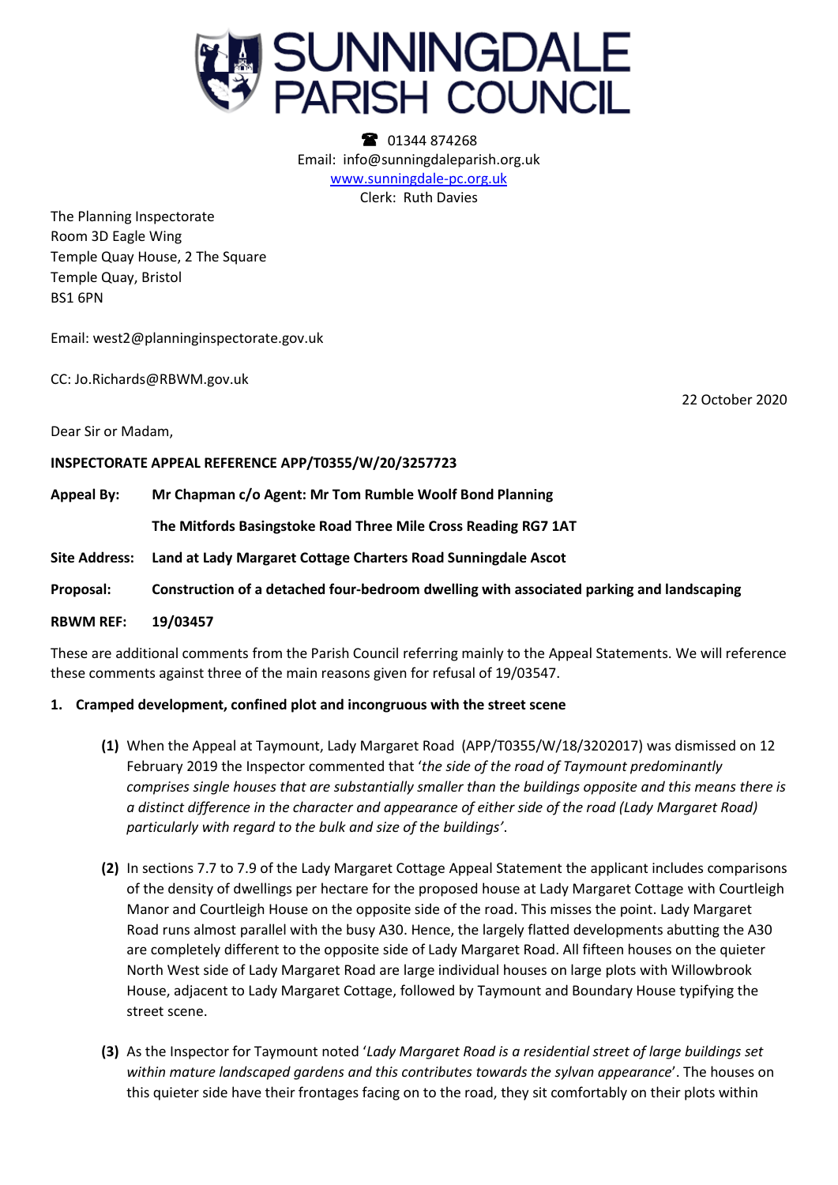# SUNNINGDALE PARISH COUNCIL

☎ 01344 874268
Email: info@sunningdaleparish.org.uk
www.sunningdale-pc.org.uk
Clerk: Ruth Davies

The Planning Inspectorate
Room 3D Eagle Wing
Temple Quay House, 2 The Square
Temple Quay, Bristol
BS1 6PN

Email: west2@planninginspectorate.gov.uk

CC: Jo.Richards@RBWM.gov.uk

22 October 2020

Dear Sir or Madam,

**INSPECTORATE APPEAL REFERENCE APP/T0355/W/20/3257723**

**Appeal By:** **Mr Chapman c/o Agent: Mr Tom Rumble Woolf Bond Planning**

**The Mitfords Basingstoke Road Three Mile Cross Reading RG7 1AT**

**Site Address:** **Land at Lady Margaret Cottage Charters Road Sunningdale Ascot**

**Proposal:** **Construction of a detached four-bedroom dwelling with associated parking and landscaping**

**RBWM REF:** **19/03457**

These are additional comments from the Parish Council referring mainly to the Appeal Statements. We will reference these comments against three of the main reasons given for refusal of 19/03547.

**1. Cramped development, confined plot and incongruous with the street scene**

**(1)** When the Appeal at Taymount, Lady Margaret Road (APP/T0355/W/18/3202017) was dismissed on 12 February 2019 the Inspector commented that '*the side of the road of Taymount predominantly comprises single houses that are substantially smaller than the buildings opposite and this means there is a distinct difference in the character and appearance of either side of the road (Lady Margaret Road) particularly with regard to the bulk and size of the buildings'*.

**(2)** In sections 7.7 to 7.9 of the Lady Margaret Cottage Appeal Statement the applicant includes comparisons of the density of dwellings per hectare for the proposed house at Lady Margaret Cottage with Courtleigh Manor and Courtleigh House on the opposite side of the road. This misses the point. Lady Margaret Road runs almost parallel with the busy A30. Hence, the largely flatted developments abutting the A30 are completely different to the opposite side of Lady Margaret Road. All fifteen houses on the quieter North West side of Lady Margaret Road are large individual houses on large plots with Willowbrook House, adjacent to Lady Margaret Cottage, followed by Taymount and Boundary House typifying the street scene.

**(3)** As the Inspector for Taymount noted '*Lady Margaret Road is a residential street of large buildings set within mature landscaped gardens and this contributes towards the sylvan appearance*'. The houses on this quieter side have their frontages facing on to the road, they sit comfortably on their plots within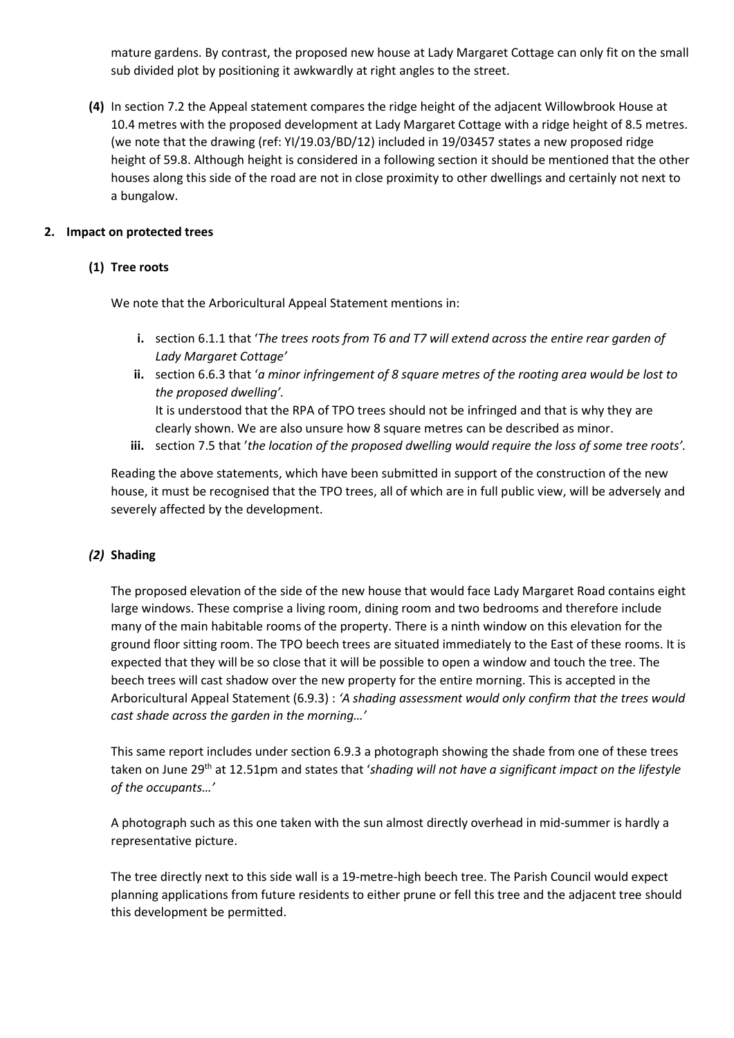mature gardens. By contrast, the proposed new house at Lady Margaret Cottage can only fit on the small sub divided plot by positioning it awkwardly at right angles to the street.

**(4)** In section 7.2 the Appeal statement compares the ridge height of the adjacent Willowbrook House at 10.4 metres with the proposed development at Lady Margaret Cottage with a ridge height of 8.5 metres. (we note that the drawing (ref: YI/19.03/BD/12) included in 19/03457 states a new proposed ridge height of 59.8. Although height is considered in a following section it should be mentioned that the other houses along this side of the road are not in close proximity to other dwellings and certainly not next to a bungalow.

## 2. Impact on protected trees

### (1) Tree roots

We note that the Arboricultural Appeal Statement mentions in:

- **i.** section 6.1.1 that '*The trees roots from T6 and T7 will extend across the entire rear garden of Lady Margaret Cottage*'
- **ii.** section 6.6.3 that '*a minor infringement of 8 square metres of the rooting area would be lost to the proposed dwelling'*.
  It is understood that the RPA of TPO trees should not be infringed and that is why they are clearly shown. We are also unsure how 8 square metres can be described as minor.
- **iii.** section 7.5 that '*the location of the proposed dwelling would require the loss of some tree roots'*.

Reading the above statements, which have been submitted in support of the construction of the new house, it must be recognised that the TPO trees, all of which are in full public view, will be adversely and severely affected by the development.

### *(2)* Shading

The proposed elevation of the side of the new house that would face Lady Margaret Road contains eight large windows. These comprise a living room, dining room and two bedrooms and therefore include many of the main habitable rooms of the property. There is a ninth window on this elevation for the ground floor sitting room. The TPO beech trees are situated immediately to the East of these rooms. It is expected that they will be so close that it will be possible to open a window and touch the tree. The beech trees will cast shadow over the new property for the entire morning. This is accepted in the Arboricultural Appeal Statement (6.9.3) : *'A shading assessment would only confirm that the trees would cast shade across the garden in the morning…'*

This same report includes under section 6.9.3 a photograph showing the shade from one of these trees taken on June 29th at 12.51pm and states that '*shading will not have a significant impact on the lifestyle of the occupants…'*

A photograph such as this one taken with the sun almost directly overhead in mid-summer is hardly a representative picture.

The tree directly next to this side wall is a 19-metre-high beech tree. The Parish Council would expect planning applications from future residents to either prune or fell this tree and the adjacent tree should this development be permitted.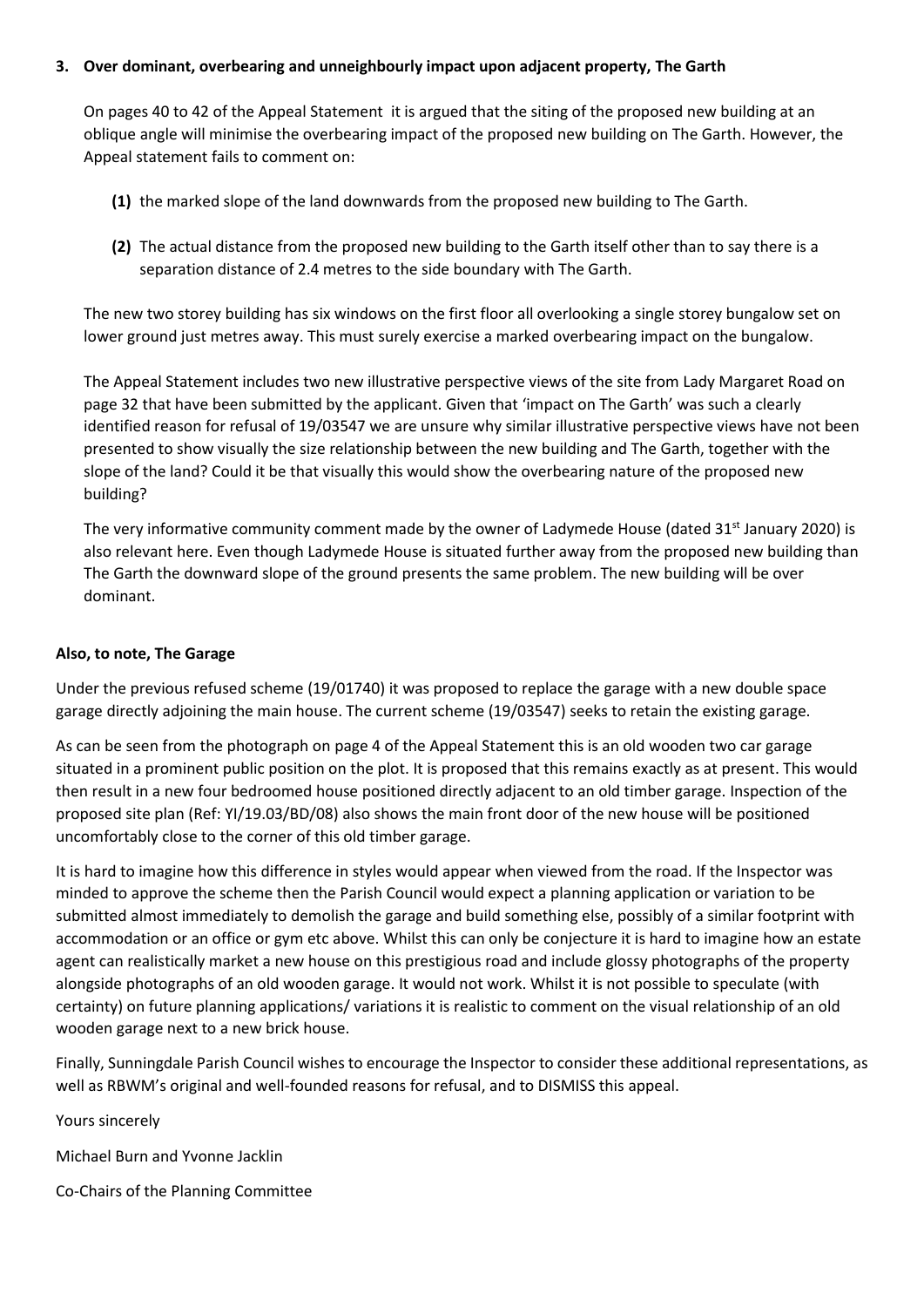## 3. Over dominant, overbearing and unneighbourly impact upon adjacent property, The Garth

On pages 40 to 42 of the Appeal Statement it is argued that the siting of the proposed new building at an oblique angle will minimise the overbearing impact of the proposed new building on The Garth. However, the Appeal statement fails to comment on:

**(1)** the marked slope of the land downwards from the proposed new building to The Garth.

**(2)** The actual distance from the proposed new building to the Garth itself other than to say there is a separation distance of 2.4 metres to the side boundary with The Garth.

The new two storey building has six windows on the first floor all overlooking a single storey bungalow set on lower ground just metres away. This must surely exercise a marked overbearing impact on the bungalow.

The Appeal Statement includes two new illustrative perspective views of the site from Lady Margaret Road on page 32 that have been submitted by the applicant. Given that 'impact on The Garth' was such a clearly identified reason for refusal of 19/03547 we are unsure why similar illustrative perspective views have not been presented to show visually the size relationship between the new building and The Garth, together with the slope of the land? Could it be that visually this would show the overbearing nature of the proposed new building?

The very informative community comment made by the owner of Ladymede House (dated 31st January 2020) is also relevant here. Even though Ladymede House is situated further away from the proposed new building than The Garth the downward slope of the ground presents the same problem. The new building will be over dominant.

### Also, to note, The Garage

Under the previous refused scheme (19/01740) it was proposed to replace the garage with a new double space garage directly adjoining the main house. The current scheme (19/03547) seeks to retain the existing garage.

As can be seen from the photograph on page 4 of the Appeal Statement this is an old wooden two car garage situated in a prominent public position on the plot. It is proposed that this remains exactly as at present. This would then result in a new four bedroomed house positioned directly adjacent to an old timber garage. Inspection of the proposed site plan (Ref: YI/19.03/BD/08) also shows the main front door of the new house will be positioned uncomfortably close to the corner of this old timber garage.

It is hard to imagine how this difference in styles would appear when viewed from the road. If the Inspector was minded to approve the scheme then the Parish Council would expect a planning application or variation to be submitted almost immediately to demolish the garage and build something else, possibly of a similar footprint with accommodation or an office or gym etc above. Whilst this can only be conjecture it is hard to imagine how an estate agent can realistically market a new house on this prestigious road and include glossy photographs of the property alongside photographs of an old wooden garage. It would not work. Whilst it is not possible to speculate (with certainty) on future planning applications/ variations it is realistic to comment on the visual relationship of an old wooden garage next to a new brick house.

Finally, Sunningdale Parish Council wishes to encourage the Inspector to consider these additional representations, as well as RBWM's original and well-founded reasons for refusal, and to DISMISS this appeal.

Yours sincerely

Michael Burn and Yvonne Jacklin

Co-Chairs of the Planning Committee